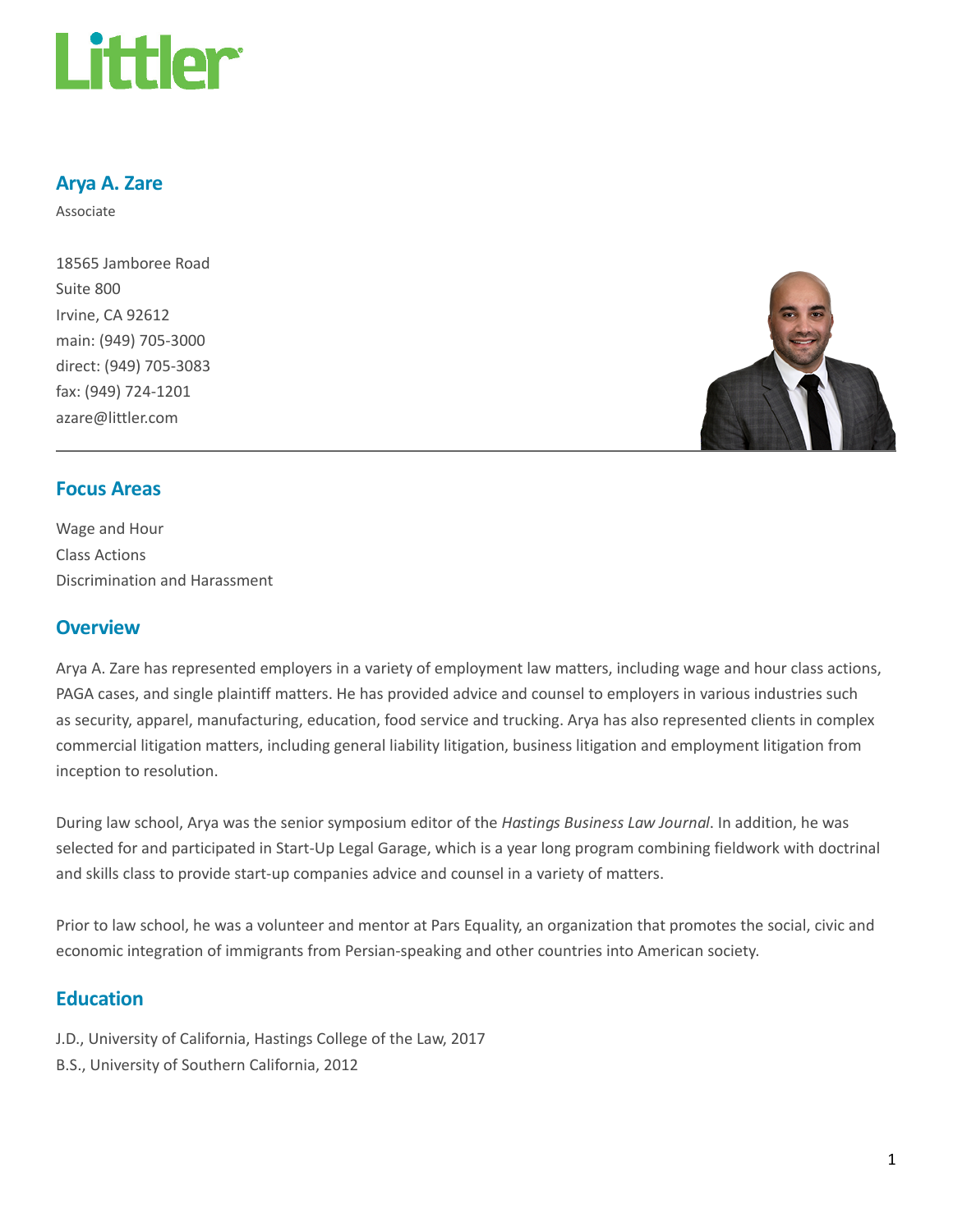Littler

## Arya A. Zare

Associate

18565 Jamboree Road
Suite 800
Irvine, CA 92612
main: (949) 705-3000
direct: (949) 705-3083
fax: (949) 724-1201
azare@littler.com

## Focus Areas

Wage and Hour
Class Actions
Discrimination and Harassment

## Overview

Arya A. Zare has represented employers in a variety of employment law matters, including wage and hour class actions, PAGA cases, and single plaintiff matters. He has provided advice and counsel to employers in various industries such as security, apparel, manufacturing, education, food service and trucking. Arya has also represented clients in complex commercial litigation matters, including general liability litigation, business litigation and employment litigation from inception to resolution.

During law school, Arya was the senior symposium editor of the *Hastings Business Law Journal*. In addition, he was selected for and participated in Start-Up Legal Garage, which is a year long program combining fieldwork with doctrinal and skills class to provide start-up companies advice and counsel in a variety of matters.

Prior to law school, he was a volunteer and mentor at Pars Equality, an organization that promotes the social, civic and economic integration of immigrants from Persian-speaking and other countries into American society.

## Education

J.D., University of California, Hastings College of the Law, 2017
B.S., University of Southern California, 2012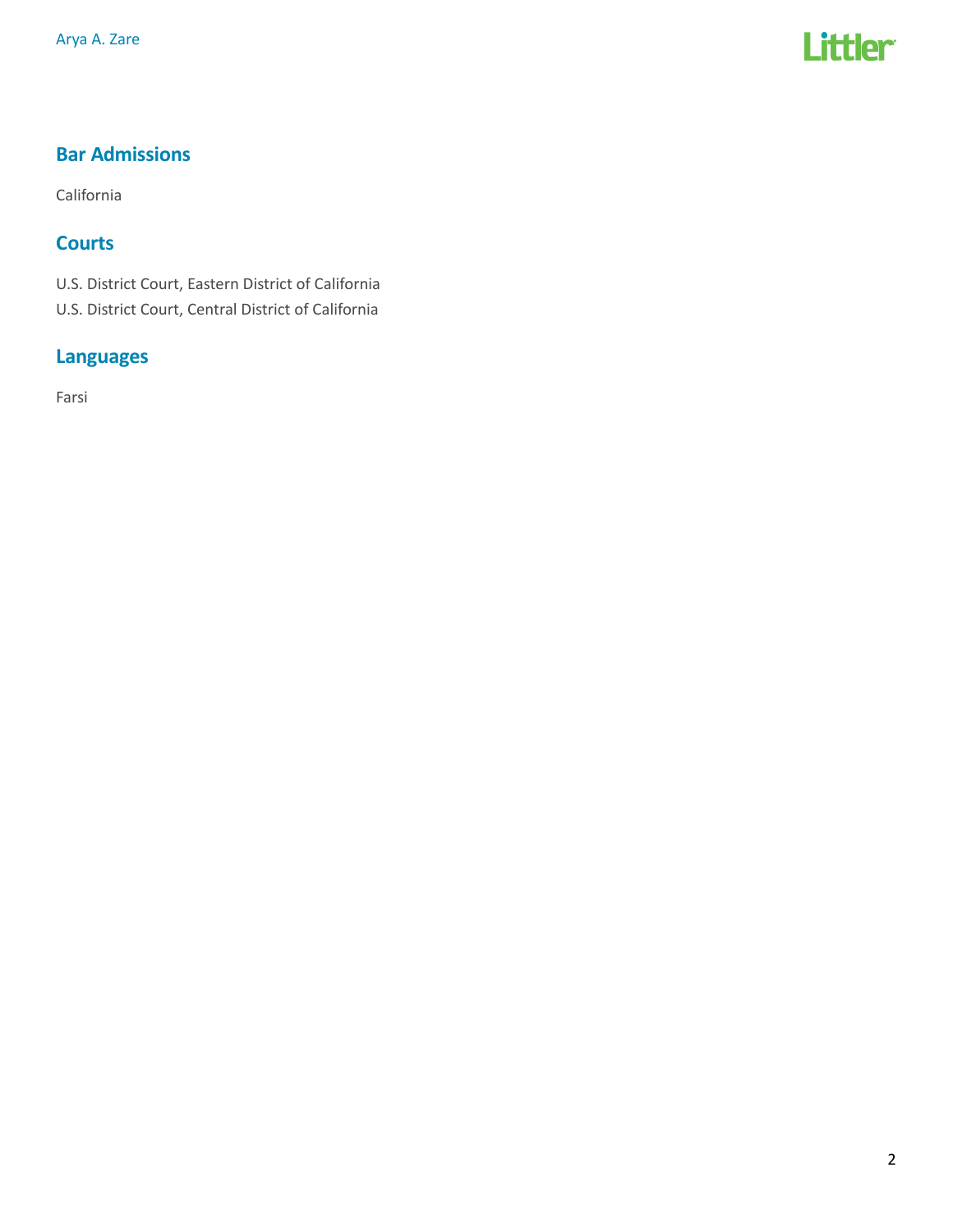## Bar Admissions

California

## Courts

U.S. District Court, Eastern District of California
U.S. District Court, Central District of California

## Languages

Farsi